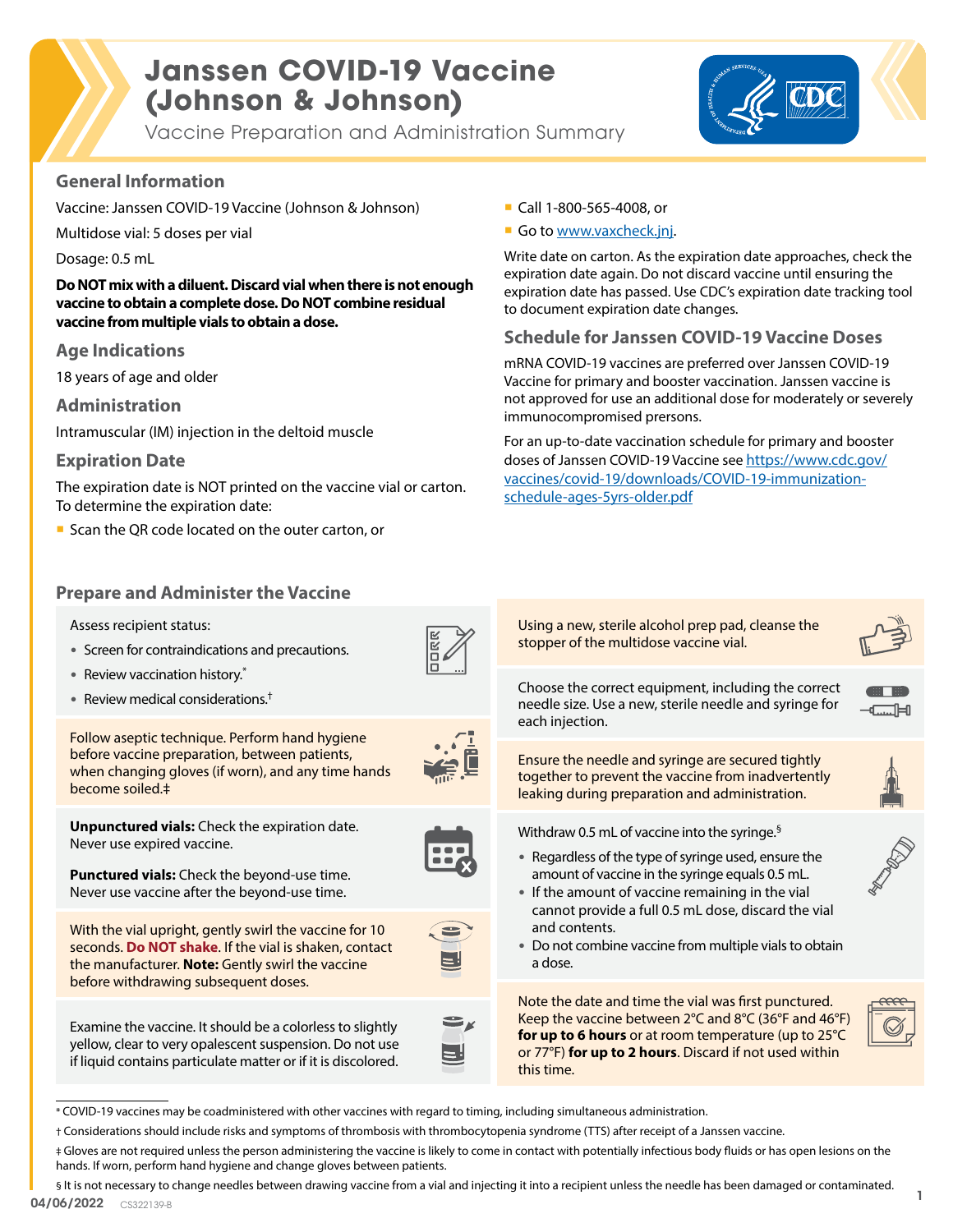# Janssen COVID-19 Vaccine (Johnson & Johnson)

Vaccine Preparation and Administration Summary

## General Information

Vaccine: Janssen COVID-19 Vaccine (Johnson & Johnson)

Multidose vial: 5 doses per vial

Dosage: 0.5 mL

**Do NOT mix with a diluent. Discard vial when there is not enough vaccine to obtain a complete dose. Do NOT combine residual vaccine from multiple vials to obtain a dose.**

## Age Indications

18 years of age and older

## Administration

Intramuscular (IM) injection in the deltoid muscle

## Expiration Date

The expiration date is NOT printed on the vaccine vial or carton. To determine the expiration date:

- Scan the QR code located on the outer carton, or
- Call 1-800-565-4008, or
- Go to www.vaxcheck.jnj.

Write date on carton. As the expiration date approaches, check the expiration date again. Do not discard vaccine until ensuring the expiration date has passed. Use CDC's expiration date tracking tool to document expiration date changes.

## Schedule for Janssen COVID-19 Vaccine Doses

mRNA COVID-19 vaccines are preferred over Janssen COVID-19 Vaccine for primary and booster vaccination. Janssen vaccine is not approved for use an additional dose for moderately or severely immunocompromised persons.

For an up-to-date vaccination schedule for primary and booster doses of Janssen COVID-19 Vaccine see https://www.cdc.gov/vaccines/covid-19/downloads/COVID-19-immunization-schedule-ages-5yrs-older.pdf

## Prepare and Administer the Vaccine

Assess recipient status:

- Screen for contraindications and precautions.
- Review vaccination history.*
- Review medical considerations.†

Follow aseptic technique. Perform hand hygiene before vaccine preparation, between patients, when changing gloves (if worn), and any time hands become soiled.‡

**Unpunctured vials:** Check the expiration date. Never use expired vaccine.

**Punctured vials:** Check the beyond-use time. Never use vaccine after the beyond-use time.

With the vial upright, gently swirl the vaccine for 10 seconds. **Do NOT shake.** If the vial is shaken, contact the manufacturer. **Note:** Gently swirl the vaccine before withdrawing subsequent doses.

Examine the vaccine. It should be a colorless to slightly yellow, clear to very opalescent suspension. Do not use if liquid contains particulate matter or if it is discolored.

Using a new, sterile alcohol prep pad, cleanse the stopper of the multidose vaccine vial.

Choose the correct equipment, including the correct needle size. Use a new, sterile needle and syringe for each injection.

Ensure the needle and syringe are secured tightly together to prevent the vaccine from inadvertently leaking during preparation and administration.

Withdraw 0.5 mL of vaccine into the syringe.§

- Regardless of the type of syringe used, ensure the amount of vaccine in the syringe equals 0.5 mL.
- If the amount of vaccine remaining in the vial cannot provide a full 0.5 mL dose, discard the vial and contents.
- Do not combine vaccine from multiple vials to obtain a dose.

Note the date and time the vial was first punctured. Keep the vaccine between 2°C and 8°C (36°F and 46°F) **for up to 6 hours** or at room temperature (up to 25°C or 77°F) **for up to 2 hours**. Discard if not used within this time.

---

\* COVID-19 vaccines may be coadministered with other vaccines with regard to timing, including simultaneous administration.

† Considerations should include risks and symptoms of thrombosis with thrombocytopenia syndrome (TTS) after receipt of a Janssen vaccine.

‡ Gloves are not required unless the person administering the vaccine is likely to come in contact with potentially infectious body fluids or has open lesions on the hands. If worn, perform hand hygiene and change gloves between patients.

§ It is not necessary to change needles between drawing vaccine from a vial and injecting it into a recipient unless the needle has been damaged or contaminated.

04/06/2022 CS322139-B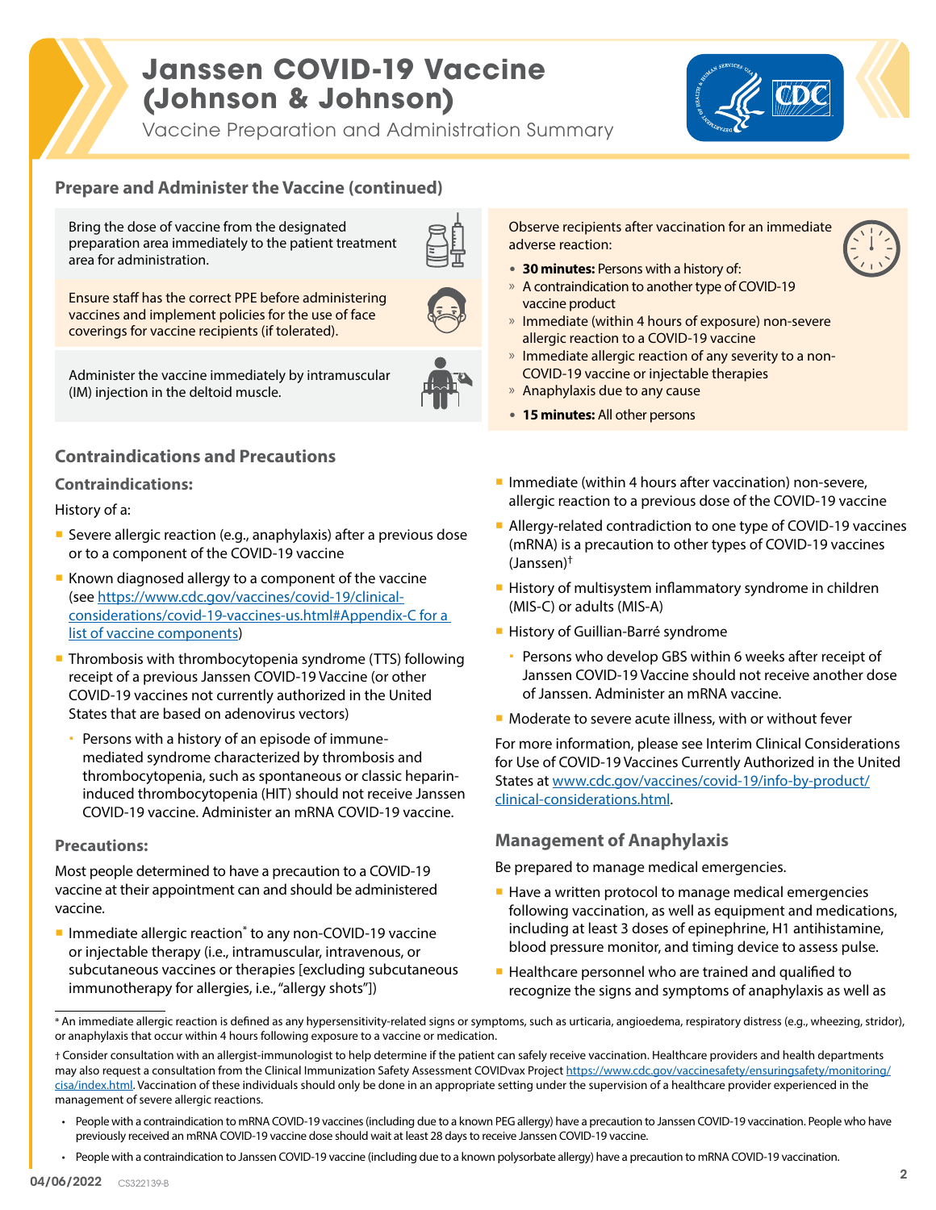# Janssen COVID-19 Vaccine (Johnson & Johnson)

Vaccine Preparation and Administration Summary

## Prepare and Administer the Vaccine (continued)

Bring the dose of vaccine from the designated preparation area immediately to the patient treatment area for administration.

Ensure staff has the correct PPE before administering vaccines and implement policies for the use of face coverings for vaccine recipients (if tolerated).

Administer the vaccine immediately by intramuscular (IM) injection in the deltoid muscle.

Observe recipients after vaccination for an immediate adverse reaction:

- **30 minutes:** Persons with a history of:
  - A contraindication to another type of COVID-19 vaccine product
  - Immediate (within 4 hours of exposure) non-severe allergic reaction to a COVID-19 vaccine
  - Immediate allergic reaction of any severity to a non-COVID-19 vaccine or injectable therapies
  - Anaphylaxis due to any cause
- **15 minutes:** All other persons

## Contraindications and Precautions

### Contraindications:

History of a:

- Severe allergic reaction (e.g., anaphylaxis) after a previous dose or to a component of the COVID-19 vaccine
- Known diagnosed allergy to a component of the vaccine (see [https://www.cdc.gov/vaccines/covid-19/clinical-considerations/covid-19-vaccines-us.html#Appendix-C for a list of vaccine components](https://www.cdc.gov/vaccines/covid-19/clinical-considerations/covid-19-vaccines-us.html#Appendix-C))
- Thrombosis with thrombocytopenia syndrome (TTS) following receipt of a previous Janssen COVID-19 Vaccine (or other COVID-19 vaccines not currently authorized in the United States that are based on adenovirus vectors)
  - Persons with a history of an episode of immune-mediated syndrome characterized by thrombosis and thrombocytopenia, such as spontaneous or classic heparin-induced thrombocytopenia (HIT) should not receive Janssen COVID-19 vaccine. Administer an mRNA COVID-19 vaccine.

### Precautions:

Most people determined to have a precaution to a COVID-19 vaccine at their appointment can and should be administered vaccine.

- Immediate allergic reaction* to any non-COVID-19 vaccine or injectable therapy (i.e., intramuscular, intravenous, or subcutaneous vaccines or therapies [excluding subcutaneous immunotherapy for allergies, i.e., "allergy shots"])
- Immediate (within 4 hours after vaccination) non-severe, allergic reaction to a previous dose of the COVID-19 vaccine
- Allergy-related contradiction to one type of COVID-19 vaccines (mRNA) is a precaution to other types of COVID-19 vaccines (Janssen)†
- History of multisystem inflammatory syndrome in children (MIS-C) or adults (MIS-A)
- History of Guillian-Barré syndrome
  - Persons who develop GBS within 6 weeks after receipt of Janssen COVID-19 Vaccine should not receive another dose of Janssen. Administer an mRNA vaccine.
- Moderate to severe acute illness, with or without fever

For more information, please see Interim Clinical Considerations for Use of COVID-19 Vaccines Currently Authorized in the United States at [www.cdc.gov/vaccines/covid-19/info-by-product/clinical-considerations.html](https://www.cdc.gov/vaccines/covid-19/info-by-product/clinical-considerations.html).

## Management of Anaphylaxis

Be prepared to manage medical emergencies.

- Have a written protocol to manage medical emergencies following vaccination, as well as equipment and medications, including at least 3 doses of epinephrine, H1 antihistamine, blood pressure monitor, and timing device to assess pulse.
- Healthcare personnel who are trained and qualified to recognize the signs and symptoms of anaphylaxis as well as

---

\* An immediate allergic reaction is defined as any hypersensitivity-related signs or symptoms, such as urticaria, angioedema, respiratory distress (e.g., wheezing, stridor), or anaphylaxis that occur within 4 hours following exposure to a vaccine or medication.

† Consider consultation with an allergist-immunologist to help determine if the patient can safely receive vaccination. Healthcare providers and health departments may also request a consultation from the Clinical Immunization Safety Assessment COVIDvax Project [https://www.cdc.gov/vaccinesafety/ensuringsafety/monitoring/cisa/index.html](https://www.cdc.gov/vaccinesafety/ensuringsafety/monitoring/cisa/index.html). Vaccination of these individuals should only be done in an appropriate setting under the supervision of a healthcare provider experienced in the management of severe allergic reactions.

- People with a contraindication to mRNA COVID-19 vaccines (including due to a known PEG allergy) have a precaution to Janssen COVID-19 vaccination. People who have previously received an mRNA COVID-19 vaccine dose should wait at least 28 days to receive Janssen COVID-19 vaccine.
- People with a contraindication to Janssen COVID-19 vaccine (including due to a known polysorbate allergy) have a precaution to mRNA COVID-19 vaccination.

04/06/2022 CS322139-B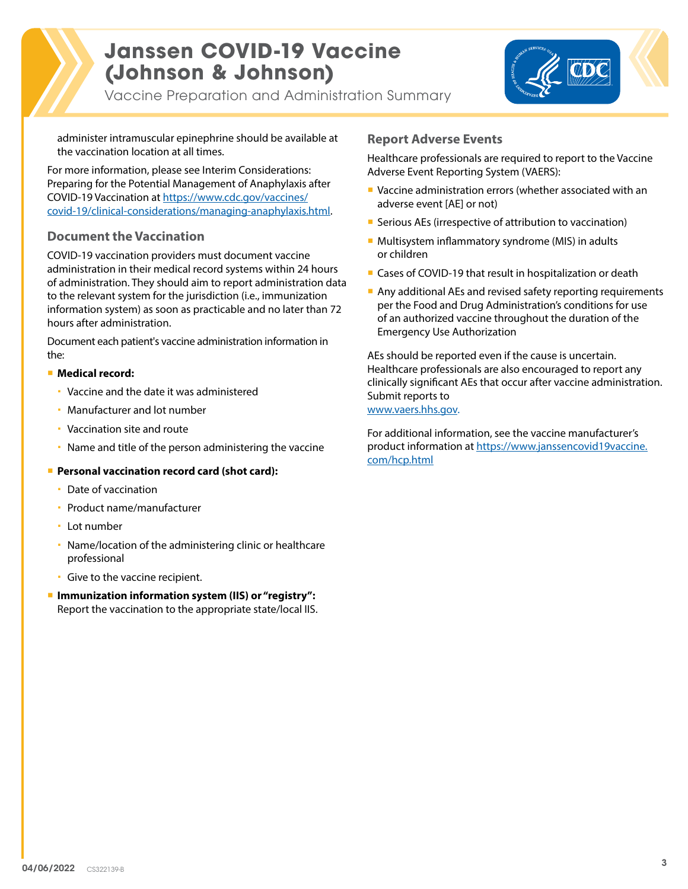administer intramuscular epinephrine should be available at the vaccination location at all times.

For more information, please see Interim Considerations: Preparing for the Potential Management of Anaphylaxis after COVID-19 Vaccination at https://www.cdc.gov/vaccines/covid-19/clinical-considerations/managing-anaphylaxis.html.

## Document the Vaccination

COVID-19 vaccination providers must document vaccine administration in their medical record systems within 24 hours of administration. They should aim to report administration data to the relevant system for the jurisdiction (i.e., immunization information system) as soon as practicable and no later than 72 hours after administration.

Document each patient's vaccine administration information in the:

- **Medical record:**
  - Vaccine and the date it was administered
  - Manufacturer and lot number
  - Vaccination site and route
  - Name and title of the person administering the vaccine
- **Personal vaccination record card (shot card):**
  - Date of vaccination
  - Product name/manufacturer
  - Lot number
  - Name/location of the administering clinic or healthcare professional
  - Give to the vaccine recipient.
- **Immunization information system (IIS) or "registry":** Report the vaccination to the appropriate state/local IIS.

## Report Adverse Events

Healthcare professionals are required to report to the Vaccine Adverse Event Reporting System (VAERS):

- Vaccine administration errors (whether associated with an adverse event [AE] or not)
- Serious AEs (irrespective of attribution to vaccination)
- Multisystem inflammatory syndrome (MIS) in adults or children
- Cases of COVID-19 that result in hospitalization or death
- Any additional AEs and revised safety reporting requirements per the Food and Drug Administration's conditions for use of an authorized vaccine throughout the duration of the Emergency Use Authorization

AEs should be reported even if the cause is uncertain. Healthcare professionals are also encouraged to report any clinically significant AEs that occur after vaccine administration. Submit reports to www.vaers.hhs.gov.

For additional information, see the vaccine manufacturer's product information at https://www.janssencovid19vaccine.com/hcp.html